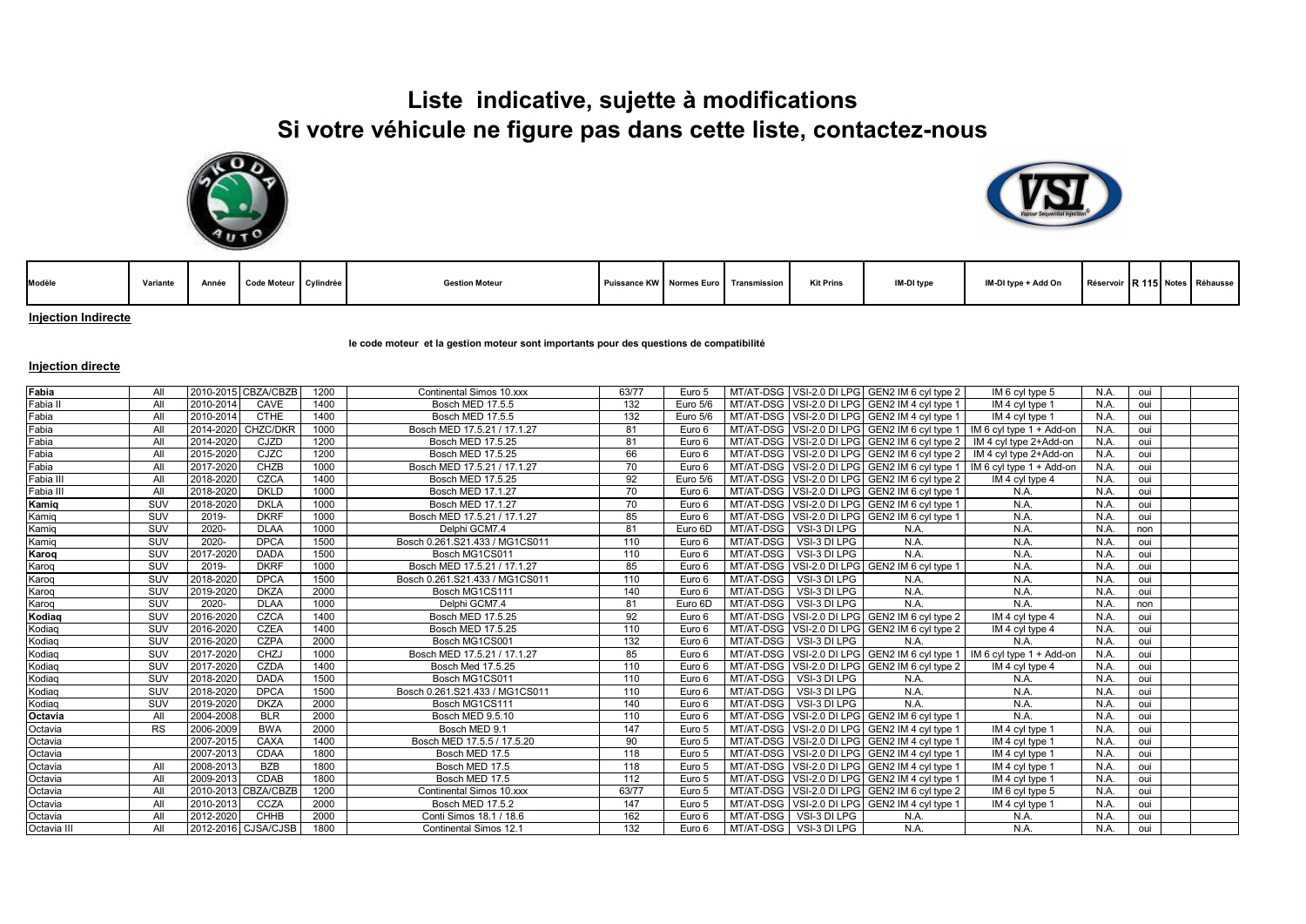# Liste indicative, sujette à modifications
# Si votre véhicule ne figure pas dans cette liste, contactez-nous

| Modèle | Variante | Année | Code Moteur | Cylindrée | Gestion Moteur | Puissance KW | Normes Euro | Transmission | Kit Prins | IM-DI type | IM-DI type + Add On | Réservoir | R 115 | Notes | Réhausse |
|---|---|---|---|---|---|---|---|---|---|---|---|---|---|---|---|

**Injection Indirecte**

le code moteur et la gestion moteur sont importants pour des questions de compatibilité

**Injection directe**

| Modèle | Variante | Année | Code Moteur | Cylindrée | Gestion Moteur | Puissance KW | Normes Euro | Transmission | Kit Prins | IM-DI type | IM-DI type + Add On | Réservoir | R 115 | Notes | Réhausse |
|---|---|---|---|---|---|---|---|---|---|---|---|---|---|---|---|
| **Fabia** | All | 2010-2015 | CBZA/CBZB | 1200 | Continental Simos 10.xxx | 63/77 | Euro 5 | MT/AT-DSG | VSI-2.0 DI LPG | GEN2 IM 6 cyl type 2 | IM 6 cyl type 5 | N.A. | oui | | |
| Fabia II | All | 2010-2014 | CAVE | 1400 | Bosch MED 17.5.5 | 132 | Euro 5/6 | MT/AT-DSG | VSI-2.0 DI LPG | GEN2 IM 4 cyl type 1 | IM 4 cyl type 1 | N.A. | oui | | |
| Fabia | All | 2010-2014 | CTHE | 1400 | Bosch MED 17.5.5 | 132 | Euro 5/6 | MT/AT-DSG | VSI-2.0 DI LPG | GEN2 IM 4 cyl type 1 | IM 4 cyl type 1 | N.A. | oui | | |
| Fabia | All | 2014-2020 | CHZC/DKR | 1000 | Bosch MED 17.5.21 / 17.1.27 | 81 | Euro 6 | MT/AT-DSG | VSI-2.0 DI LPG | GEN2 IM 6 cyl type 1 | IM 6 cyl type 1 + Add-on | N.A. | oui | | |
| Fabia | All | 2014-2020 | CJZD | 1200 | Bosch MED 17.5.25 | 81 | Euro 6 | MT/AT-DSG | VSI-2.0 DI LPG | GEN2 IM 6 cyl type 2 | IM 4 cyl type 2+Add-on | N.A. | oui | | |
| Fabia | All | 2015-2020 | CJZC | 1200 | Bosch MED 17.5.25 | 66 | Euro 6 | MT/AT-DSG | VSI-2.0 DI LPG | GEN2 IM 6 cyl type 2 | IM 4 cyl type 2+Add-on | N.A. | oui | | |
| Fabia | All | 2017-2020 | CHZB | 1000 | Bosch MED 17.5.21 / 17.1.27 | 70 | Euro 6 | MT/AT-DSG | VSI-2.0 DI LPG | GEN2 IM 6 cyl type 1 | IM 6 cyl type 1 + Add-on | N.A. | oui | | |
| Fabia III | All | 2018-2020 | CZCA | 1400 | Bosch MED 17.5.25 | 92 | Euro 5/6 | MT/AT-DSG | VSI-2.0 DI LPG | GEN2 IM 6 cyl type 2 | IM 4 cyl type 4 | N.A. | oui | | |
| Fabia III | All | 2018-2020 | DKLD | 1000 | Bosch MED 17.1.27 | 70 | Euro 6 | MT/AT-DSG | VSI-2.0 DI LPG | GEN2 IM 6 cyl type 1 | N.A. | N.A. | oui | | |
| **Kamiq** | SUV | 2018-2020 | DKLA | 1000 | Bosch MED 17.1.27 | 70 | Euro 6 | MT/AT-DSG | VSI-2.0 DI LPG | GEN2 IM 6 cyl type 1 | N.A. | N.A. | oui | | |
| Kamiq | SUV | 2019- | DKRF | 1000 | Bosch MED 17.5.21 / 17.1.27 | 85 | Euro 6 | MT/AT-DSG | VSI-2.0 DI LPG | GEN2 IM 6 cyl type 1 | N.A. | N.A. | oui | | |
| Kamiq | SUV | 2020- | DLAA | 1000 | Delphi GCM7.4 | 81 | Euro 6D | MT/AT-DSG | VSI-3 DI LPG | N.A. | N.A. | N.A. | non | | |
| Kamiq | SUV | 2020- | DPCA | 1500 | Bosch 0.261.S21.433 / MG1CS011 | 110 | Euro 6 | MT/AT-DSG | VSI-3 DI LPG | N.A. | N.A. | N.A. | oui | | |
| **Karoq** | SUV | 2017-2020 | DADA | 1500 | Bosch MG1CS011 | 110 | Euro 6 | MT/AT-DSG | VSI-3 DI LPG | N.A. | N.A. | N.A. | oui | | |
| Karoq | SUV | 2019- | DKRF | 1000 | Bosch MED 17.5.21 / 17.1.27 | 85 | Euro 6 | MT/AT-DSG | VSI-2.0 DI LPG | GEN2 IM 6 cyl type 1 | N.A. | N.A. | oui | | |
| Karoq | SUV | 2018-2020 | DPCA | 1500 | Bosch 0.261.S21.433 / MG1CS011 | 110 | Euro 6 | MT/AT-DSG | VSI-3 DI LPG | N.A. | N.A. | N.A. | oui | | |
| Karoq | SUV | 2019-2020 | DKZA | 2000 | Bosch MG1CS111 | 140 | Euro 6 | MT/AT-DSG | VSI-3 DI LPG | N.A. | N.A. | N.A. | oui | | |
| Karoq | SUV | 2020- | DLAA | 1000 | Delphi GCM7.4 | 81 | Euro 6D | MT/AT-DSG | VSI-3 DI LPG | N.A. | N.A. | N.A. | non | | |
| **Kodiaq** | SUV | 2016-2020 | CZCA | 1400 | Bosch MED 17.5.25 | 92 | Euro 6 | MT/AT-DSG | VSI-2.0 DI LPG | GEN2 IM 6 cyl type 2 | IM 4 cyl type 4 | N.A. | oui | | |
| Kodiaq | SUV | 2016-2020 | CZEA | 1400 | Bosch MED 17.5.25 | 110 | Euro 6 | MT/AT-DSG | VSI-2.0 DI LPG | GEN2 IM 6 cyl type 2 | IM 4 cyl type 4 | N.A. | oui | | |
| Kodiaq | SUV | 2016-2020 | CZPA | 2000 | Bosch MG1CS001 | 132 | Euro 6 | MT/AT-DSG | VSI-3 DI LPG | N.A. | N.A. | N.A. | oui | | |
| Kodiaq | SUV | 2017-2020 | CHZJ | 1000 | Bosch MED 17.5.21 / 17.1.27 | 85 | Euro 6 | MT/AT-DSG | VSI-2.0 DI LPG | GEN2 IM 6 cyl type 1 | IM 6 cyl type 1 + Add-on | N.A. | oui | | |
| Kodiaq | SUV | 2017-2020 | CZDA | 1400 | Bosch Med 17.5.25 | 110 | Euro 6 | MT/AT-DSG | VSI-2.0 DI LPG | GEN2 IM 6 cyl type 2 | IM 4 cyl type 4 | N.A. | oui | | |
| Kodiaq | SUV | 2018-2020 | DADA | 1500 | Bosch MG1CS011 | 110 | Euro 6 | MT/AT-DSG | VSI-3 DI LPG | N.A. | N.A. | N.A. | oui | | |
| Kodiaq | SUV | 2018-2020 | DPCA | 1500 | Bosch 0.261.S21.433 / MG1CS011 | 110 | Euro 6 | MT/AT-DSG | VSI-3 DI LPG | N.A. | N.A. | N.A. | oui | | |
| Kodiaq | SUV | 2019-2020 | DKZA | 2000 | Bosch MG1CS111 | 140 | Euro 6 | MT/AT-DSG | VSI-3 DI LPG | N.A. | N.A. | N.A. | oui | | |
| **Octavia** | All | 2004-2008 | BLR | 2000 | Bosch MED 9.5.10 | 110 | Euro 6 | MT/AT-DSG | VSI-2.0 DI LPG | GEN2 IM 6 cyl type 1 | N.A. | N.A. | oui | | |
| Octavia | RS | 2006-2009 | BWA | 2000 | Bosch MED 9.1 | 147 | Euro 5 | MT/AT-DSG | VSI-2.0 DI LPG | GEN2 IM 4 cyl type 1 | IM 4 cyl type 1 | N.A. | oui | | |
| Octavia | | 2007-2015 | CAXA | 1400 | Bosch MED 17.5.5 / 17.5.20 | 90 | Euro 5 | MT/AT-DSG | VSI-2.0 DI LPG | GEN2 IM 4 cyl type 1 | IM 4 cyl type 1 | N.A. | oui | | |
| Octavia | | 2007-2013 | CDAA | 1800 | Bosch MED 17.5 | 118 | Euro 5 | MT/AT-DSG | VSI-2.0 DI LPG | GEN2 IM 4 cyl type 1 | IM 4 cyl type 1 | N.A. | oui | | |
| Octavia | All | 2008-2013 | BZB | 1800 | Bosch MED 17.5 | 118 | Euro 5 | MT/AT-DSG | VSI-2.0 DI LPG | GEN2 IM 4 cyl type 1 | IM 4 cyl type 1 | N.A. | oui | | |
| Octavia | All | 2009-2013 | CDAB | 1800 | Bosch MED 17.5 | 112 | Euro 5 | MT/AT-DSG | VSI-2.0 DI LPG | GEN2 IM 4 cyl type 1 | IM 4 cyl type 1 | N.A. | oui | | |
| Octavia | All | 2010-2013 | CBZA/CBZB | 1200 | Continental Simos 10.xxx | 63/77 | Euro 5 | MT/AT-DSG | VSI-2.0 DI LPG | GEN2 IM 6 cyl type 2 | IM 6 cyl type 5 | N.A. | oui | | |
| Octavia | All | 2010-2013 | CCZA | 2000 | Bosch MED 17.5.2 | 147 | Euro 5 | MT/AT-DSG | VSI-2.0 DI LPG | GEN2 IM 4 cyl type 1 | IM 4 cyl type 1 | N.A. | oui | | |
| Octavia | All | 2012-2020 | CHHB | 2000 | Conti Simos 18.1 / 18.6 | 162 | Euro 6 | MT/AT-DSG | VSI-3 DI LPG | N.A. | N.A. | N.A. | oui | | |
| Octavia III | All | 2012-2016 | CJSA/CJSB | 1800 | Continental Simos 12.1 | 132 | Euro 6 | MT/AT-DSG | VSI-3 DI LPG | N.A. | N.A. | N.A. | oui | | |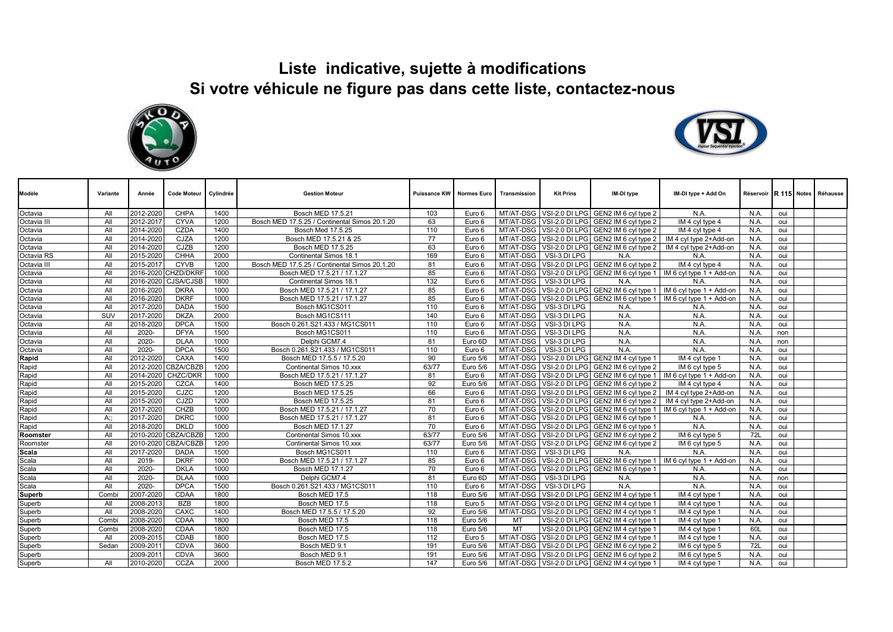# Liste indicative, sujette à modifications

# Si votre véhicule ne figure pas dans cette liste, contactez-nous

| Modèle | Variante | Année | Code Moteur | Cylindrée | Gestion Moteur | Puissance KW | Normes Euro | Transmission | Kit Prins | IM-DI type | IM-DI type + Add On | Réservoir | R 115 | Notes | Réhausse |
|---|---|---|---|---|---|---|---|---|---|---|---|---|---|---|---|
| Octavia | All | 2012-2020 | CHPA | 1400 | Bosch MED 17.5.21 | 103 | Euro 6 | MT/AT-DSG | VSI-2.0 DI LPG | GEN2 IM 6 cyl type 2 | N.A. | N.A. | oui | | |
| Octavia III | All | 2012-2017 | CYVA | 1200 | Bosch MED 17.5.25 / Continental Simos 20.1.20 | 63 | Euro 6 | MT/AT-DSG | VSI-2.0 DI LPG | GEN2 IM 6 cyl type 2 | IM 4 cyl type 4 | N.A. | oui | | |
| Octavia | All | 2014-2020 | CZDA | 1400 | Bosch Med 17.5.25 | 110 | Euro 6 | MT/AT-DSG | VSI-2.0 DI LPG | GEN2 IM 6 cyl type 2 | IM 4 cyl type 4 | N.A. | oui | | |
| Octavia | All | 2014-2020 | CJZA | 1200 | Bosch MED 17.5.21 & 25 | 77 | Euro 6 | MT/AT-DSG | VSI-2.0 DI LPG | GEN2 IM 6 cyl type 2 | IM 4 cyl type 2+Add-on | N.A. | oui | | |
| Octavia | All | 2014-2020 | CJZB | 1200 | Bosch MED 17.5.25 | 63 | Euro 6 | MT/AT-DSG | VSI-2.0 DI LPG | GEN2 IM 6 cyl type 2 | IM 4 cyl type 2+Add-on | N.A. | oui | | |
| Octavia RS | All | 2015-2020 | CHHA | 2000 | Continental Simos 18.1 | 169 | Euro 6 | MT/AT-DSG | VSI-3 DI LPG | N.A. | N.A. | N.A. | oui | | |
| Octavia III | All | 2015-2017 | CYVB | 1200 | Bosch MED 17.5.25 / Continental Simos 20.1.20 | 81 | Euro 6 | MT/AT-DSG | VSI-2.0 DI LPG | GEN2 IM 6 cyl type 2 | IM 4 cyl type 4 | N.A. | oui | | |
| Octavia | All | 2016-2020 | CHZD/DKRF | 1000 | Bosch MED 17.5.21 / 17.1.27 | 85 | Euro 6 | MT/AT-DSG | VSI-2.0 DI LPG | GEN2 IM 6 cyl type 1 | IM 6 cyl type 1 + Add-on | N.A. | oui | | |
| Octavia | All | 2016-2020 | CJSA/CJSB | 1800 | Continental Simos 18.1 | 132 | Euro 6 | MT/AT-DSG | VSI-3 DI LPG | N.A. | N.A. | N.A. | oui | | |
| Octavia | All | 2016-2020 | DKRA | 1000 | Bosch MED 17.5.21 / 17.1.27 | 85 | Euro 6 | MT/AT-DSG | VSI-2.0 DI LPG | GEN2 IM 6 cyl type 1 | IM 6 cyl type 1 + Add-on | N.A. | oui | | |
| Octavia | All | 2016-2020 | DKRF | 1000 | Bosch MED 17.5.21 / 17.1.27 | 85 | Euro 6 | MT/AT-DSG | VSI-2.0 DI LPG | GEN2 IM 6 cyl type 1 | IM 6 cyl type 1 + Add-on | N.A. | oui | | |
| Octavia | All | 2017-2020 | DADA | 1500 | Bosch MG1CS011 | 110 | Euro 6 | MT/AT-DSG | VSI-3 DI LPG | N.A. | N.A. | N.A. | oui | | |
| Octavia | SUV | 2017-2020 | DKZA | 2000 | Bosch MG1CS111 | 140 | Euro 6 | MT/AT-DSG | VSI-3 DI LPG | N.A. | N.A. | N.A. | oui | | |
| Octavia | All | 2018-2020 | DPCA | 1500 | Bosch 0.261.S21.433 / MG1CS011 | 110 | Euro 6 | MT/AT-DSG | VSI-3 DI LPG | N.A. | N.A. | N.A. | oui | | |
| Octavia | All | 2020- | DFYA | 1500 | Bosch MG1CS011 | 110 | Euro 6 | MT/AT-DSG | VSI-3 DI LPG | N.A. | N.A. | N.A. | non | | |
| Octavia | All | 2020- | DLAA | 1000 | Delphi GCM7.4 | 81 | Euro 6D | MT/AT-DSG | VSI-3 DI LPG | N.A. | N.A. | N.A. | non | | |
| Octavia | All | 2020- | DPCA | 1500 | Bosch 0.261.S21.433 / MG1CS011 | 110 | Euro 6 | MT/AT-DSG | VSI-3 DI LPG | N.A. | N.A. | N.A. | oui | | |
| **Rapid** | All | 2012-2020 | CAXA | 1400 | Bosch MED 17.5.5 / 17.5.20 | 90 | Euro 5/6 | MT/AT-DSG | VSI-2.0 DI LPG | GEN2 IM 4 cyl type 1 | IM 4 cyl type 1 | N.A. | oui | | |
| Rapid | All | 2012-2020 | CBZA/CBZB | 1200 | Continental Simos 10.xxx | 63/77 | Euro 5/6 | MT/AT-DSG | VSI-2.0 DI LPG | GEN2 IM 6 cyl type 2 | IM 6 cyl type 5 | N.A. | oui | | |
| Rapid | All | 2014-2020 | CHZC/DKR | 1000 | Bosch MED 17.5.21 / 17.1.27 | 81 | Euro 6 | MT/AT-DSG | VSI-2.0 DI LPG | GEN2 IM 6 cyl type 1 | IM 6 cyl type 1 + Add-on | N.A. | oui | | |
| Rapid | All | 2015-2020 | CZCA | 1400 | Bosch MED 17.5.25 | 92 | Euro 5/6 | MT/AT-DSG | VSI-2.0 DI LPG | GEN2 IM 6 cyl type 2 | IM 4 cyl type 4 | N.A. | oui | | |
| Rapid | All | 2015-2020 | CJZC | 1200 | Bosch MED 17.5.25 | 66 | Euro 6 | MT/AT-DSG | VSI-2.0 DI LPG | GEN2 IM 6 cyl type 2 | IM 4 cyl type 2+Add-on | N.A. | oui | | |
| Rapid | All | 2015-2020 | CJZD | 1200 | Bosch MED 17.5.25 | 81 | Euro 6 | MT/AT-DSG | VSI-2.0 DI LPG | GEN2 IM 6 cyl type 2 | IM 4 cyl type 2+Add-on | N.A. | oui | | |
| Rapid | All | 2017-2020 | CHZB | 1000 | Bosch MED 17.5.21 / 17.1.27 | 70 | Euro 6 | MT/AT-DSG | VSI-2.0 DI LPG | GEN2 IM 6 cyl type 1 | IM 6 cyl type 1 + Add-on | N.A. | oui | | |
| Rapid | A;; | 2017-2020 | DKRC | 1000 | Bosch MED 17.5.21 / 17.1.27 | 81 | Euro 6 | MT/AT-DSG | VSI-2.0 DI LPG | GEN2 IM 6 cyl type 1 | N.A. | N.A. | oui | | |
| Rapid | All | 2018-2020 | DKLD | 1000 | Bosch MED 17.1.27 | 70 | Euro 6 | MT/AT-DSG | VSI-2.0 DI LPG | GEN2 IM 6 cyl type 1 | N.A. | N.A. | oui | | |
| **Roomster** | All | 2010-2020 | CBZA/CBZB | 1200 | Continental Simos 10.xxx | 63/77 | Euro 5/6 | MT/AT-DSG | VSI-2.0 DI LPG | GEN2 IM 6 cyl type 2 | IM 6 cyl type 5 | 72L | oui | | |
| Roomster | All | 2010-2020 | CBZA/CBZB | 1200 | Continental Simos 10.xxx | 63/77 | Euro 5/6 | MT/AT-DSG | VSI-2.0 DI LPG | GEN2 IM 6 cyl type 2 | IM 6 cyl type 5 | N.A. | oui | | |
| **Scala** | All | 2017-2020 | DADA | 1500 | Bosch MG1CS011 | 110 | Euro 6 | MT/AT-DSG | VSI-3 DI LPG | N.A. | N.A. | N.A. | oui | | |
| Scala | All | 2019- | DKRF | 1000 | Bosch MED 17.5.21 / 17.1.27 | 85 | Euro 6 | MT/AT-DSG | VSI-2.0 DI LPG | GEN2 IM 6 cyl type 1 | IM 6 cyl type 1 + Add-on | N.A. | oui | | |
| Scala | All | 2020- | DKLA | 1000 | Bosch MED 17.1.27 | 70 | Euro 6 | MT/AT-DSG | VSI-2.0 DI LPG | GEN2 IM 6 cyl type 1 | N.A. | N.A. | oui | | |
| Scala | All | 2020- | DLAA | 1000 | Delphi GCM7.4 | 81 | Euro 6D | MT/AT-DSG | VSI-3 DI LPG | N.A. | N.A. | N.A. | non | | |
| Scala | All | 2020- | DPCA | 1500 | Bosch 0.261.S21.433 / MG1CS011 | 110 | Euro 6 | MT/AT-DSG | VSI-3 DI LPG | N.A. | N.A. | N.A. | oui | | |
| **Superb** | Combi | 2007-2020 | CDAA | 1800 | Bosch MED 17.5 | 118 | Euro 5/6 | MT/AT-DSG | VSI-2.0 DI LPG | GEN2 IM 4 cyl type 1 | IM 4 cyl type 1 | N.A. | oui | | |
| Superb | All | 2008-2013 | BZB | 1800 | Bosch MED 17.5 | 118 | Euro 5 | MT/AT-DSG | VSI-2.0 DI LPG | GEN2 IM 4 cyl type 1 | IM 4 cyl type 1 | N.A. | oui | | |
| Superb | All | 2008-2020 | CAXC | 1400 | Bosch MED 17.5.5 / 17.5.20 | 92 | Euro 5/6 | MT/AT-DSG | VSI-2.0 DI LPG | GEN2 IM 4 cyl type 1 | IM 4 cyl type 1 | N.A. | oui | | |
| Superb | Combi | 2008-2020 | CDAA | 1800 | Bosch MED 17.5 | 118 | Euro 5/6 | MT | VSI-2.0 DI LPG | GEN2 IM 4 cyl type 1 | IM 4 cyl type 1 | N.A. | oui | | |
| Superb | Combi | 2008-2020 | CDAA | 1800 | Bosch MED 17.5 | 118 | Euro 5/6 | MT | VSI-2.0 DI LPG | GEN2 IM 4 cyl type 1 | IM 4 cyl type 1 | 60L | oui | | |
| Superb | All | 2009-2015 | CDAB | 1800 | Bosch MED 17.5 | 112 | Euro 5 | MT/AT-DSG | VSI-2.0 DI LPG | GEN2 IM 4 cyl type 1 | IM 4 cyl type 1 | N.A. | oui | | |
| Superb | Sedan | 2009-2011 | CDVA | 3600 | Bosch MED 9.1 | 191 | Euro 5/6 | MT/AT-DSG | VSI-2.0 DI LPG | GEN2 IM 6 cyl type 2 | IM 6 cyl type 5 | 72L | oui | | |
| Superb | | 2009-2011 | CDVA | 3600 | Bosch MED 9.1 | 191 | Euro 5/6 | MT/AT-DSG | VSI-2.0 DI LPG | GEN2 IM 6 cyl type 2 | IM 6 cyl type 5 | N.A. | oui | | |
| Superb | All | 2010-2020 | CCZA | 2000 | Bosch MED 17.5.2 | 147 | Euro 5/6 | MT/AT-DSG | VSI-2.0 DI LPG | GEN2 IM 4 cyl type 1 | IM 4 cyl type 1 | N.A. | oui | | |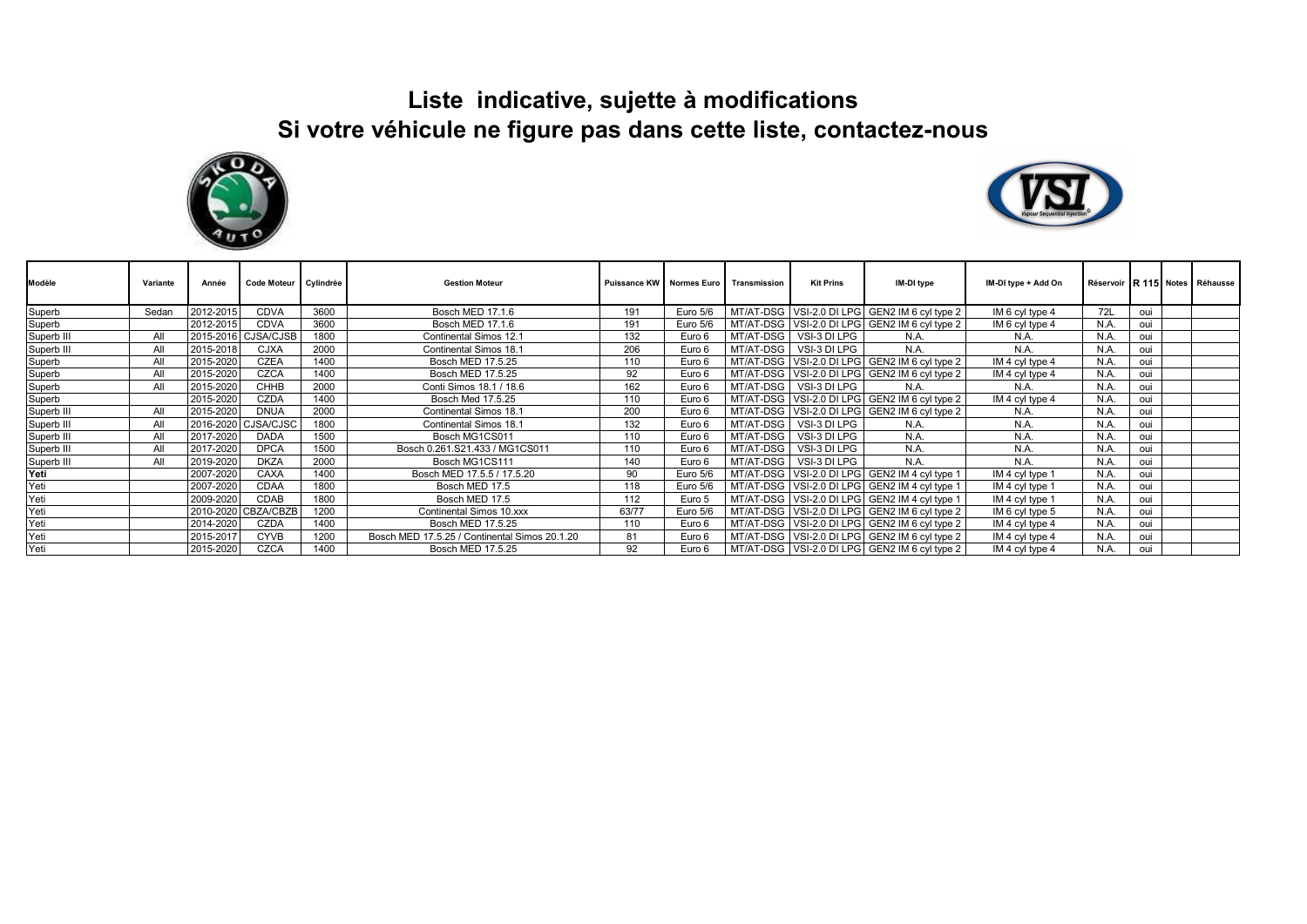# Liste indicative, sujette à modifications
# Si votre véhicule ne figure pas dans cette liste, contactez-nous

| Modèle | Variante | Année | Code Moteur | Cylindrée | Gestion Moteur | Puissance KW | Normes Euro | Transmission | Kit Prins | IM-DI type | IM-DI type + Add On | Réservoir | R 115 | Notes | Réhausse |
|---|---|---|---|---|---|---|---|---|---|---|---|---|---|---|---|
| Superb | Sedan | 2012-2015 | CDVA | 3600 | Bosch MED 17.1.6 | 191 | Euro 5/6 | MT/AT-DSG | VSI-2.0 DI LPG | GEN2 IM 6 cyl type 2 | IM 6 cyl type 4 | 72L | oui | | |
| Superb | | 2012-2015 | CDVA | 3600 | Bosch MED 17.1.6 | 191 | Euro 5/6 | MT/AT-DSG | VSI-2.0 DI LPG | GEN2 IM 6 cyl type 2 | IM 6 cyl type 4 | N.A. | oui | | |
| Superb III | All | 2015-2016 | CJSA/CJSB | 1800 | Continental Simos 12.1 | 132 | Euro 6 | MT/AT-DSG | VSI-3 DI LPG | N.A. | N.A. | N.A. | oui | | |
| Superb III | All | 2015-2018 | CJXA | 2000 | Continental Simos 18.1 | 206 | Euro 6 | MT/AT-DSG | VSI-3 DI LPG | N.A. | N.A. | N.A. | oui | | |
| Superb | All | 2015-2020 | CZEA | 1400 | Bosch MED 17.5.25 | 110 | Euro 6 | MT/AT-DSG | VSI-2.0 DI LPG | GEN2 IM 6 cyl type 2 | IM 4 cyl type 4 | N.A. | oui | | |
| Superb | All | 2015-2020 | CZCA | 1400 | Bosch MED 17.5.25 | 92 | Euro 6 | MT/AT-DSG | VSI-2.0 DI LPG | GEN2 IM 6 cyl type 2 | IM 4 cyl type 4 | N.A. | oui | | |
| Superb | All | 2015-2020 | CHHB | 2000 | Conti Simos 18.1 / 18.6 | 162 | Euro 6 | MT/AT-DSG | VSI-3 DI LPG | N.A. | N.A. | N.A. | oui | | |
| Superb | | 2015-2020 | CZDA | 1400 | Bosch Med 17.5.25 | 110 | Euro 6 | MT/AT-DSG | VSI-2.0 DI LPG | GEN2 IM 6 cyl type 2 | IM 4 cyl type 4 | N.A. | oui | | |
| Superb III | All | 2015-2020 | DNUA | 2000 | Continental Simos 18.1 | 200 | Euro 6 | MT/AT-DSG | VSI-2.0 DI LPG | GEN2 IM 6 cyl type 2 | N.A. | N.A. | oui | | |
| Superb III | All | 2016-2020 | CJSA/CJSC | 1800 | Continental Simos 18.1 | 132 | Euro 6 | MT/AT-DSG | VSI-3 DI LPG | N.A. | N.A. | N.A. | oui | | |
| Superb III | All | 2017-2020 | DADA | 1500 | Bosch MG1CS011 | 110 | Euro 6 | MT/AT-DSG | VSI-3 DI LPG | N.A. | N.A. | N.A. | oui | | |
| Superb III | All | 2017-2020 | DPCA | 1500 | Bosch 0.261.S21.433 / MG1CS011 | 110 | Euro 6 | MT/AT-DSG | VSI-3 DI LPG | N.A. | N.A. | N.A. | oui | | |
| Superb III | All | 2019-2020 | DKZA | 2000 | Bosch MG1CS111 | 140 | Euro 6 | MT/AT-DSG | VSI-3 DI LPG | N.A. | N.A. | N.A. | oui | | |
| **Yeti** | | 2007-2020 | CAXA | 1400 | Bosch MED 17.5.5 / 17.5.20 | 90 | Euro 5/6 | MT/AT-DSG | VSI-2.0 DI LPG | GEN2 IM 4 cyl type 1 | IM 4 cyl type 1 | N.A. | oui | | |
| Yeti | | 2007-2020 | CDAA | 1800 | Bosch MED 17.5 | 118 | Euro 5/6 | MT/AT-DSG | VSI-2.0 DI LPG | GEN2 IM 4 cyl type 1 | IM 4 cyl type 1 | N.A. | oui | | |
| Yeti | | 2009-2020 | CDAB | 1800 | Bosch MED 17.5 | 112 | Euro 5 | MT/AT-DSG | VSI-2.0 DI LPG | GEN2 IM 4 cyl type 1 | IM 4 cyl type 1 | N.A. | oui | | |
| Yeti | | 2010-2020 | CBZA/CBZB | 1200 | Continental Simos 10.xxx | 63/77 | Euro 5/6 | MT/AT-DSG | VSI-2.0 DI LPG | GEN2 IM 6 cyl type 2 | IM 6 cyl type 5 | N.A. | oui | | |
| Yeti | | 2014-2020 | CZDA | 1400 | Bosch MED 17.5.25 | 110 | Euro 6 | MT/AT-DSG | VSI-2.0 DI LPG | GEN2 IM 6 cyl type 2 | IM 4 cyl type 4 | N.A. | oui | | |
| Yeti | | 2015-2017 | CYVB | 1200 | Bosch MED 17.5.25 / Continental Simos 20.1.20 | 81 | Euro 6 | MT/AT-DSG | VSI-2.0 DI LPG | GEN2 IM 6 cyl type 2 | IM 4 cyl type 4 | N.A. | oui | | |
| Yeti | | 2015-2020 | CZCA | 1400 | Bosch MED 17.5.25 | 92 | Euro 6 | MT/AT-DSG | VSI-2.0 DI LPG | GEN2 IM 6 cyl type 2 | IM 4 cyl type 4 | N.A. | oui | | |